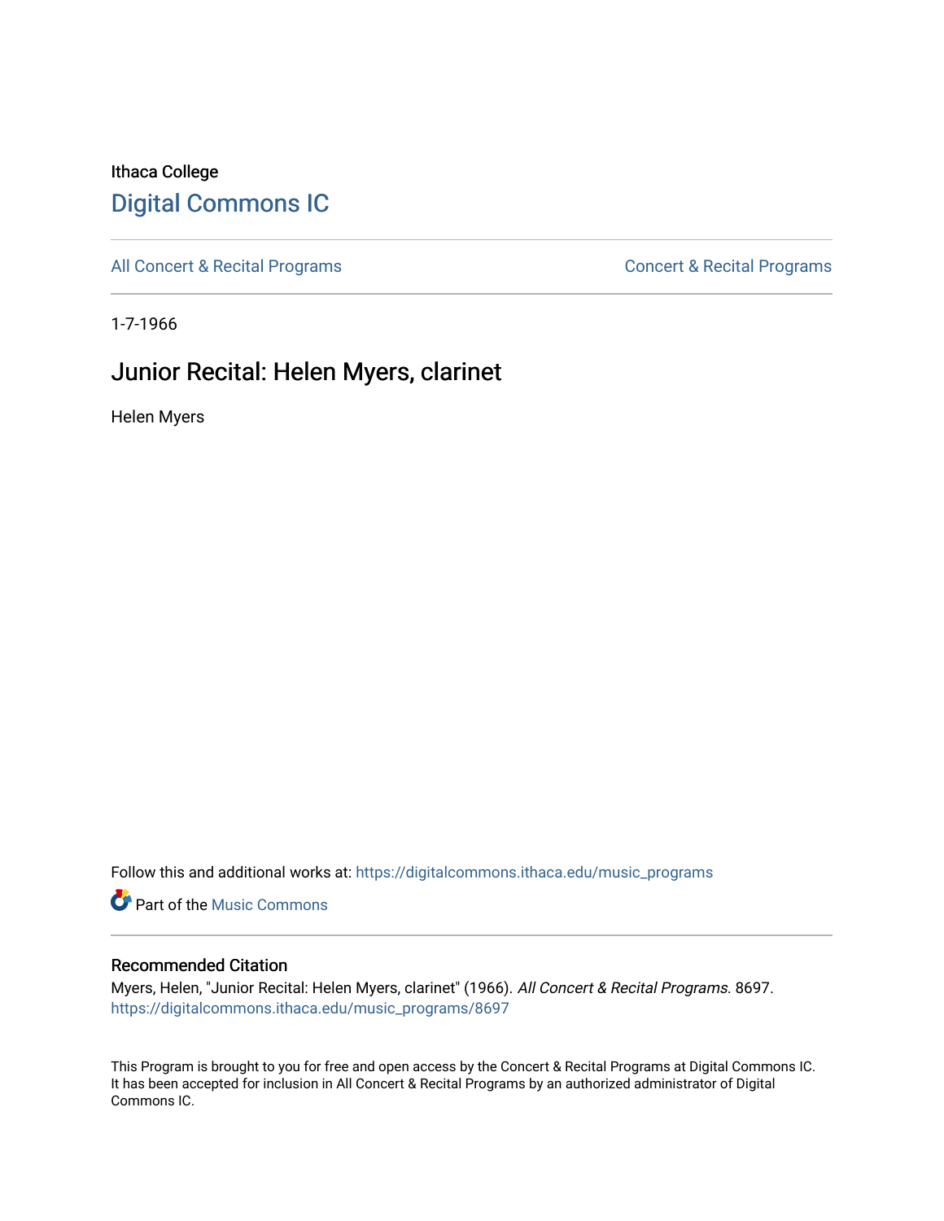Ithaca College

# Digital Commons IC

All Concert & Recital Programs — Concert & Recital Programs

1-7-1966

## Junior Recital: Helen Myers, clarinet

Helen Myers

Follow this and additional works at: https://digitalcommons.ithaca.edu/music_programs

Part of the Music Commons

### Recommended Citation

Myers, Helen, "Junior Recital: Helen Myers, clarinet" (1966). *All Concert & Recital Programs*. 8697.
https://digitalcommons.ithaca.edu/music_programs/8697

This Program is brought to you for free and open access by the Concert & Recital Programs at Digital Commons IC. It has been accepted for inclusion in All Concert & Recital Programs by an authorized administrator of Digital Commons IC.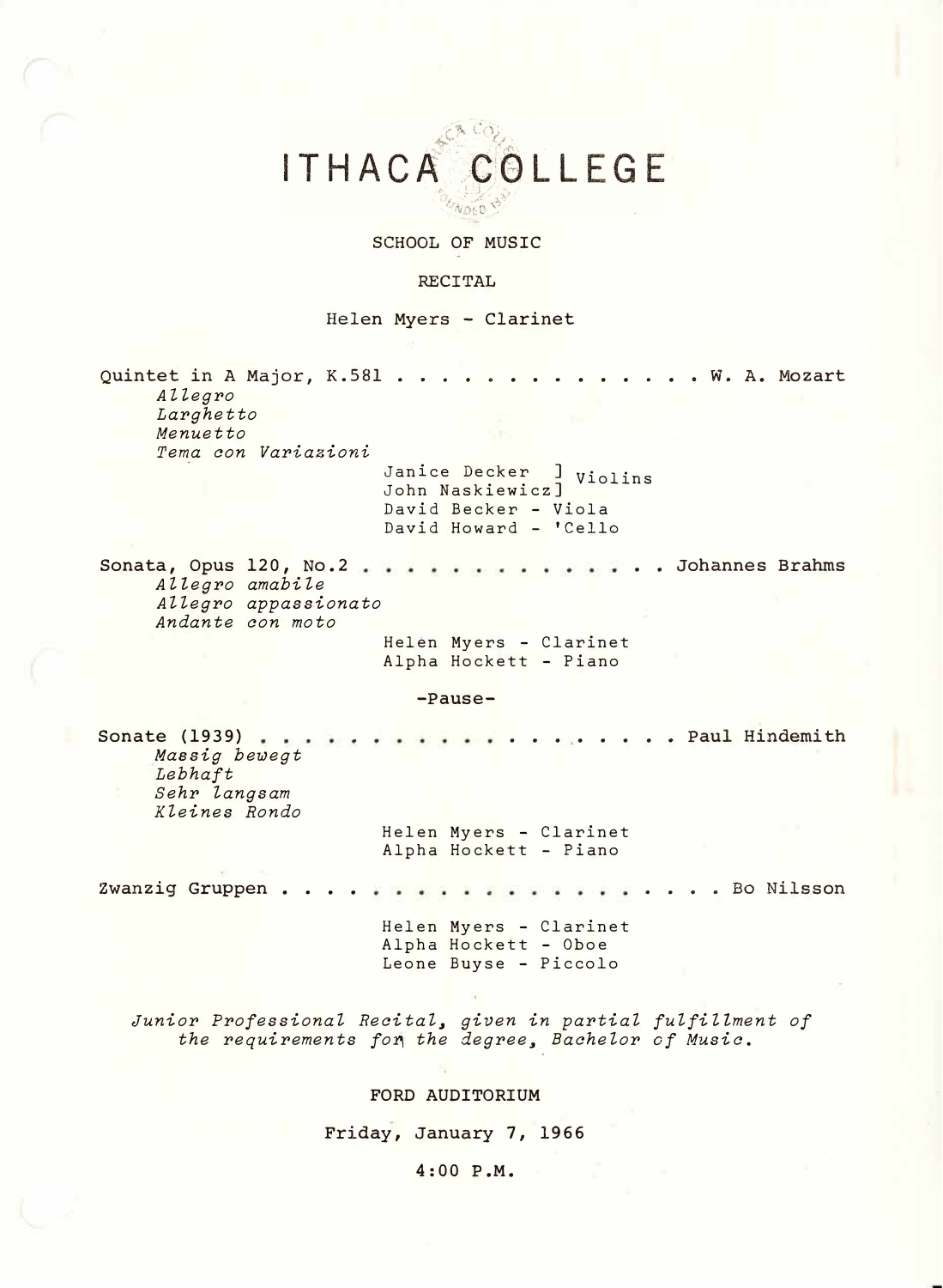# ITHACA COLLEGE

SCHOOL OF MUSIC

RECITAL

Helen Myers - Clarinet

Quintet in A Major, K.581 . . . . . . . . . . . . . . . W. A. Mozart

*Allegro*
*Larghetto*
*Menuetto*
*Tema con Variazioni*

Janice Decker ] Violins
John Naskiewicz]
David Becker - Viola
David Howard - 'Cello

Sonata, Opus 120, No.2 . . . . . . . . . . . . . . Johannes Brahms

*Allegro amabile*
*Allegro appassionato*
*Andante con moto*

Helen Myers - Clarinet
Alpha Hockett - Piano

-Pause-

Sonate (1939) . . . . . . . . . . . . . . . . . . . . Paul Hindemith

*Massig bewegt*
*Lebhaft*
*Sehr langsam*
*Kleines Rondo*

Helen Myers - Clarinet
Alpha Hockett - Piano

Zwanzig Gruppen . . . . . . . . . . . . . . . . . . . . . Bo Nilsson

Helen Myers - Clarinet
Alpha Hockett - Oboe
Leone Buyse - Piccolo

*Junior Professional Recital, given in partial fulfillment of the requirements for the degree, Bachelor of Music.*

FORD AUDITORIUM

Friday, January 7, 1966

4:00 P.M.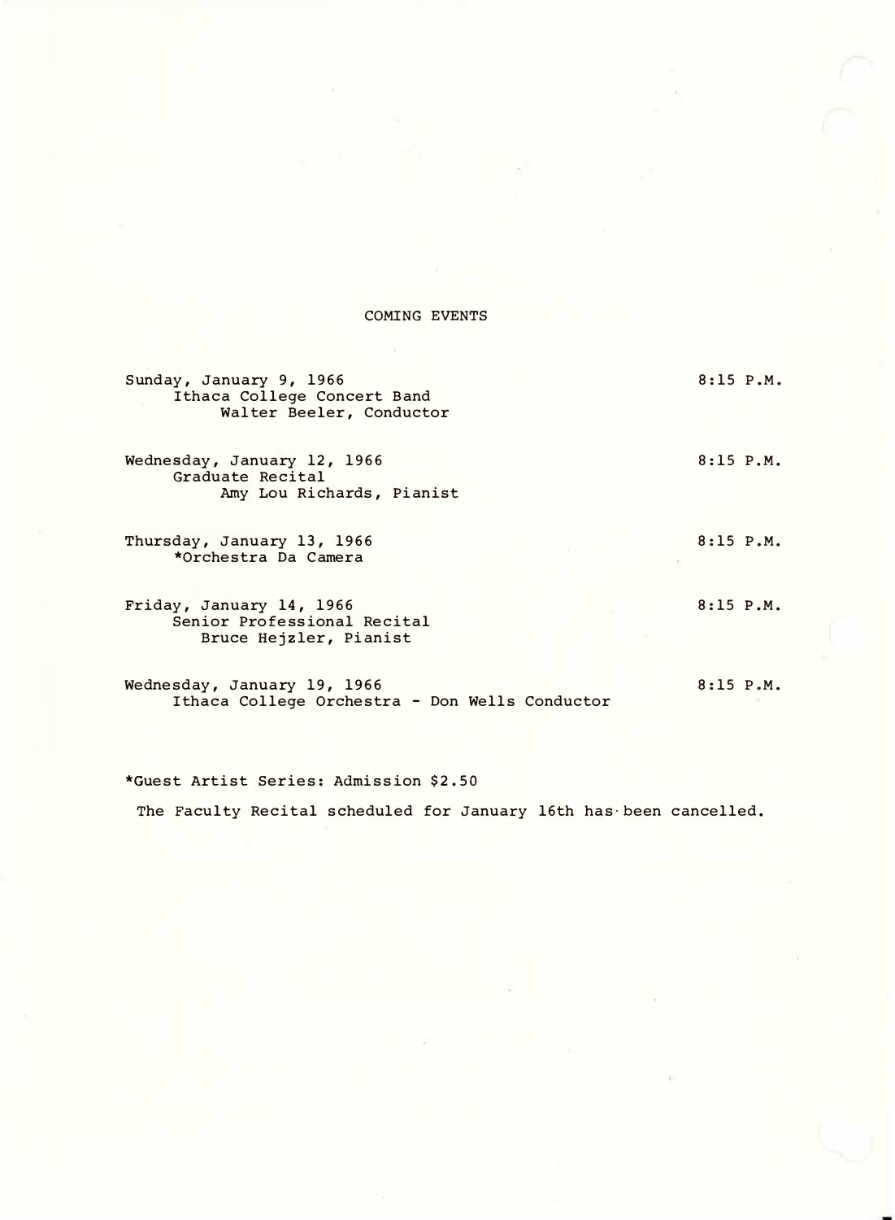## COMING EVENTS

Sunday, January 9, 1966 — 8:15 P.M.
Ithaca College Concert Band
Walter Beeler, Conductor

Wednesday, January 12, 1966 — 8:15 P.M.
Graduate Recital
Amy Lou Richards, Pianist

Thursday, January 13, 1966 — 8:15 P.M.
*Orchestra Da Camera

Friday, January 14, 1966 — 8:15 P.M.
Senior Professional Recital
Bruce Hejzler, Pianist

Wednesday, January 19, 1966 — 8:15 P.M.
Ithaca College Orchestra - Don Wells Conductor

*Guest Artist Series: Admission $2.50

The Faculty Recital scheduled for January 16th has been cancelled.